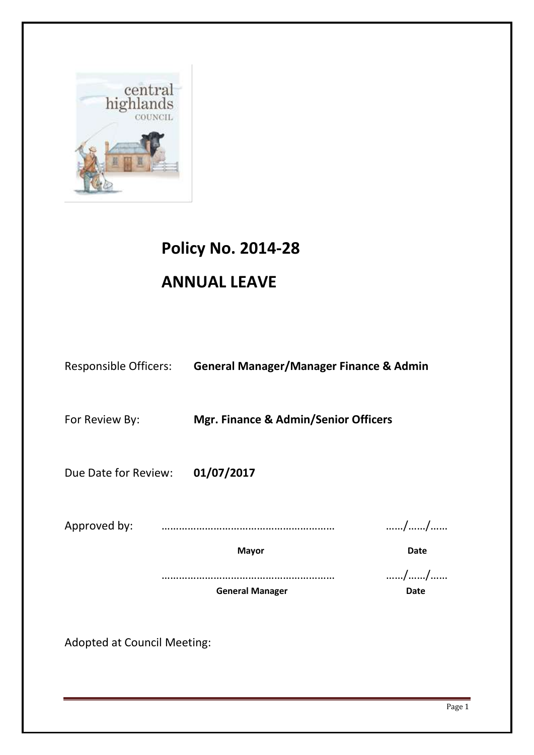# Policy No. 2014-28

# ANNUAL LEAVE

Responsible Officers: **General Manager/Manager Finance & Admin**

For Review By: **Mgr. Finance & Admin/Senior Officers**

Due Date for Review: **01/07/2017**

| Approved by: | ………………………………………………… | ……/……/…… |
|---|---|---|
| | **Mayor** | **Date** |
| | ………………………………………………… | ……/……/…… |
| | **General Manager** | **Date** |

Adopted at Council Meeting: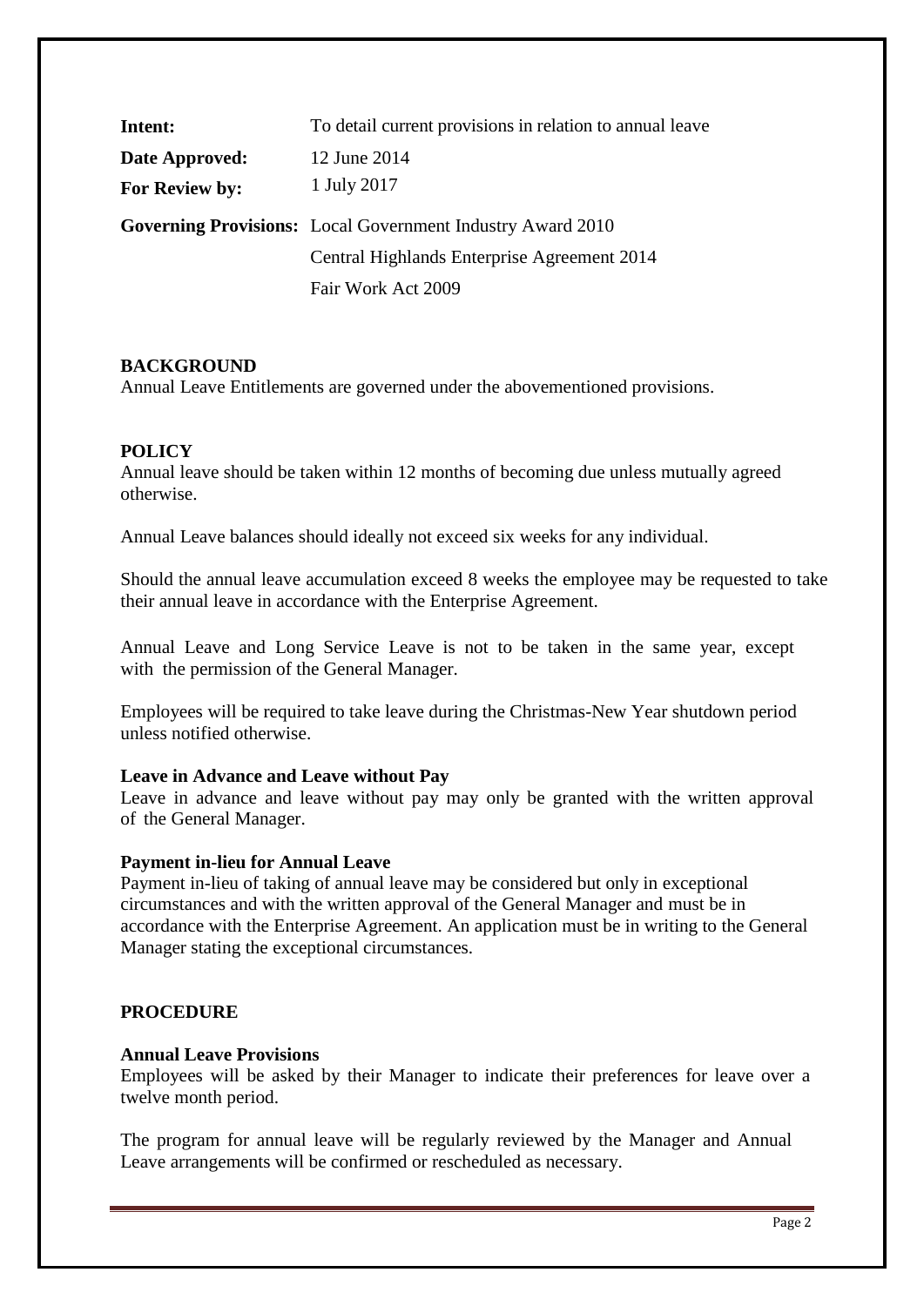| | |
|---|---|
| **Intent:** | To detail current provisions in relation to annual leave |
| **Date Approved:** | 12 June 2014 |
| **For Review by:** | 1 July 2017 |
| **Governing Provisions:** | Local Government Industry Award 2010 |
| | Central Highlands Enterprise Agreement 2014 |
| | Fair Work Act 2009 |

## BACKGROUND

Annual Leave Entitlements are governed under the abovementioned provisions.

## POLICY

Annual leave should be taken within 12 months of becoming due unless mutually agreed otherwise.

Annual Leave balances should ideally not exceed six weeks for any individual.

Should the annual leave accumulation exceed 8 weeks the employee may be requested to take their annual leave in accordance with the Enterprise Agreement.

Annual Leave and Long Service Leave is not to be taken in the same year, except with the permission of the General Manager.

Employees will be required to take leave during the Christmas-New Year shutdown period unless notified otherwise.

### Leave in Advance and Leave without Pay

Leave in advance and leave without pay may only be granted with the written approval of the General Manager.

### Payment in-lieu for Annual Leave

Payment in-lieu of taking of annual leave may be considered but only in exceptional circumstances and with the written approval of the General Manager and must be in accordance with the Enterprise Agreement. An application must be in writing to the General Manager stating the exceptional circumstances.

## PROCEDURE

### Annual Leave Provisions

Employees will be asked by their Manager to indicate their preferences for leave over a twelve month period.

The program for annual leave will be regularly reviewed by the Manager and Annual Leave arrangements will be confirmed or rescheduled as necessary.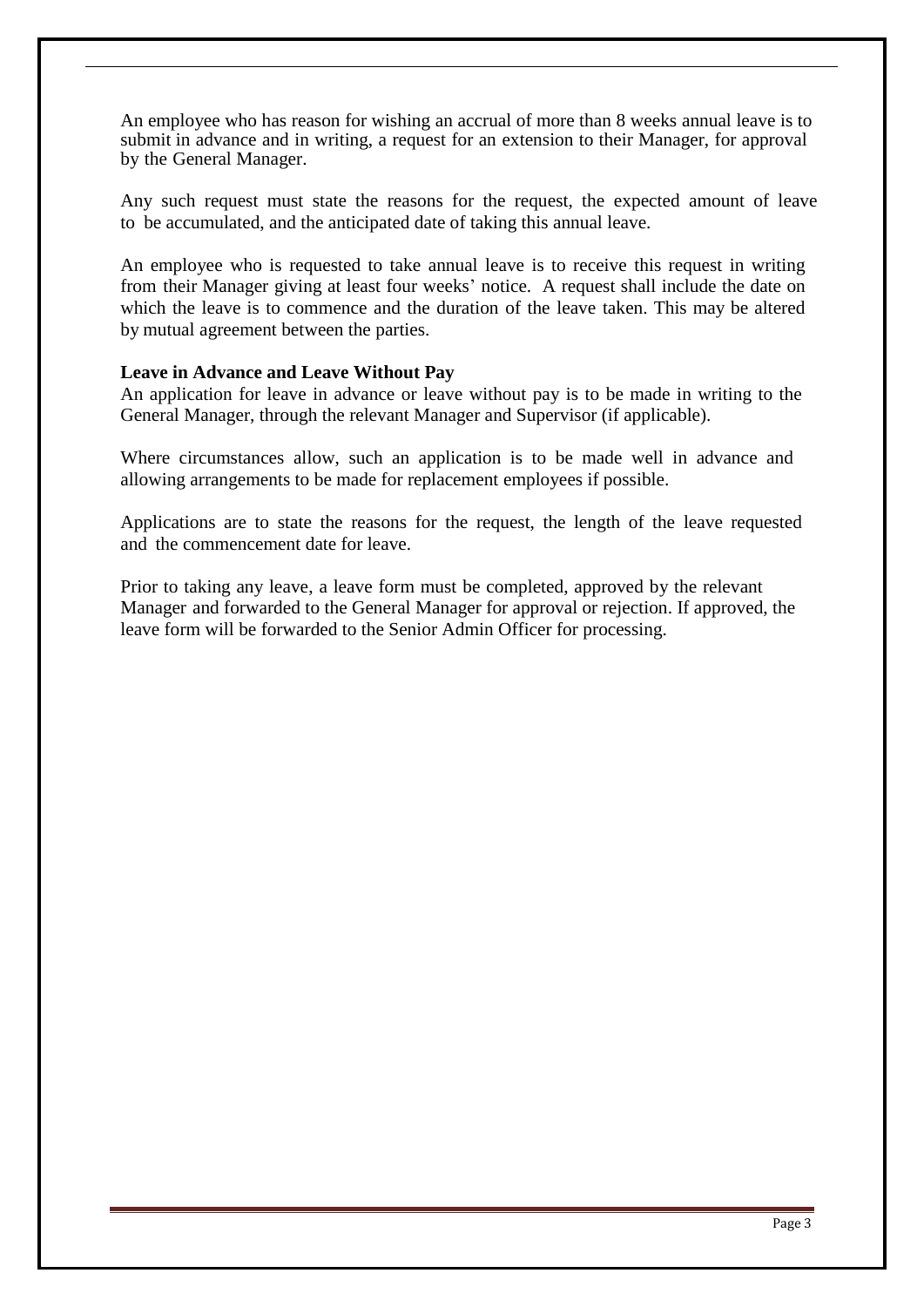An employee who has reason for wishing an accrual of more than 8 weeks annual leave is to submit in advance and in writing, a request for an extension to their Manager, for approval by the General Manager.

Any such request must state the reasons for the request, the expected amount of leave to be accumulated, and the anticipated date of taking this annual leave.

An employee who is requested to take annual leave is to receive this request in writing from their Manager giving at least four weeks' notice. A request shall include the date on which the leave is to commence and the duration of the leave taken. This may be altered by mutual agreement between the parties.

**Leave in Advance and Leave Without Pay**

An application for leave in advance or leave without pay is to be made in writing to the General Manager, through the relevant Manager and Supervisor (if applicable).

Where circumstances allow, such an application is to be made well in advance and allowing arrangements to be made for replacement employees if possible.

Applications are to state the reasons for the request, the length of the leave requested and the commencement date for leave.

Prior to taking any leave, a leave form must be completed, approved by the relevant Manager and forwarded to the General Manager for approval or rejection. If approved, the leave form will be forwarded to the Senior Admin Officer for processing.